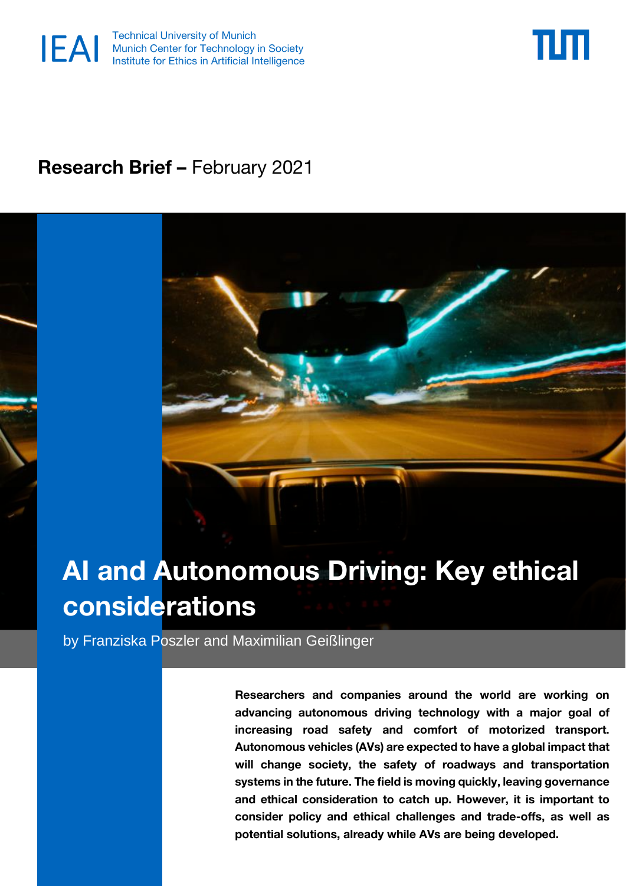IEAI Technical University of Munich
Munich Center for Technology in Society
Institute for Ethics in Artificial Intelligence

**Research Brief –** February 2021

# AI and Autonomous Driving: Key ethical considerations

by Franziska Poszler and Maximilian Geißlinger

**Researchers and companies around the world are working on advancing autonomous driving technology with a major goal of increasing road safety and comfort of motorized transport. Autonomous vehicles (AVs) are expected to have a global impact that will change society, the safety of roadways and transportation systems in the future. The field is moving quickly, leaving governance and ethical consideration to catch up. However, it is important to consider policy and ethical challenges and trade-offs, as well as potential solutions, already while AVs are being developed.**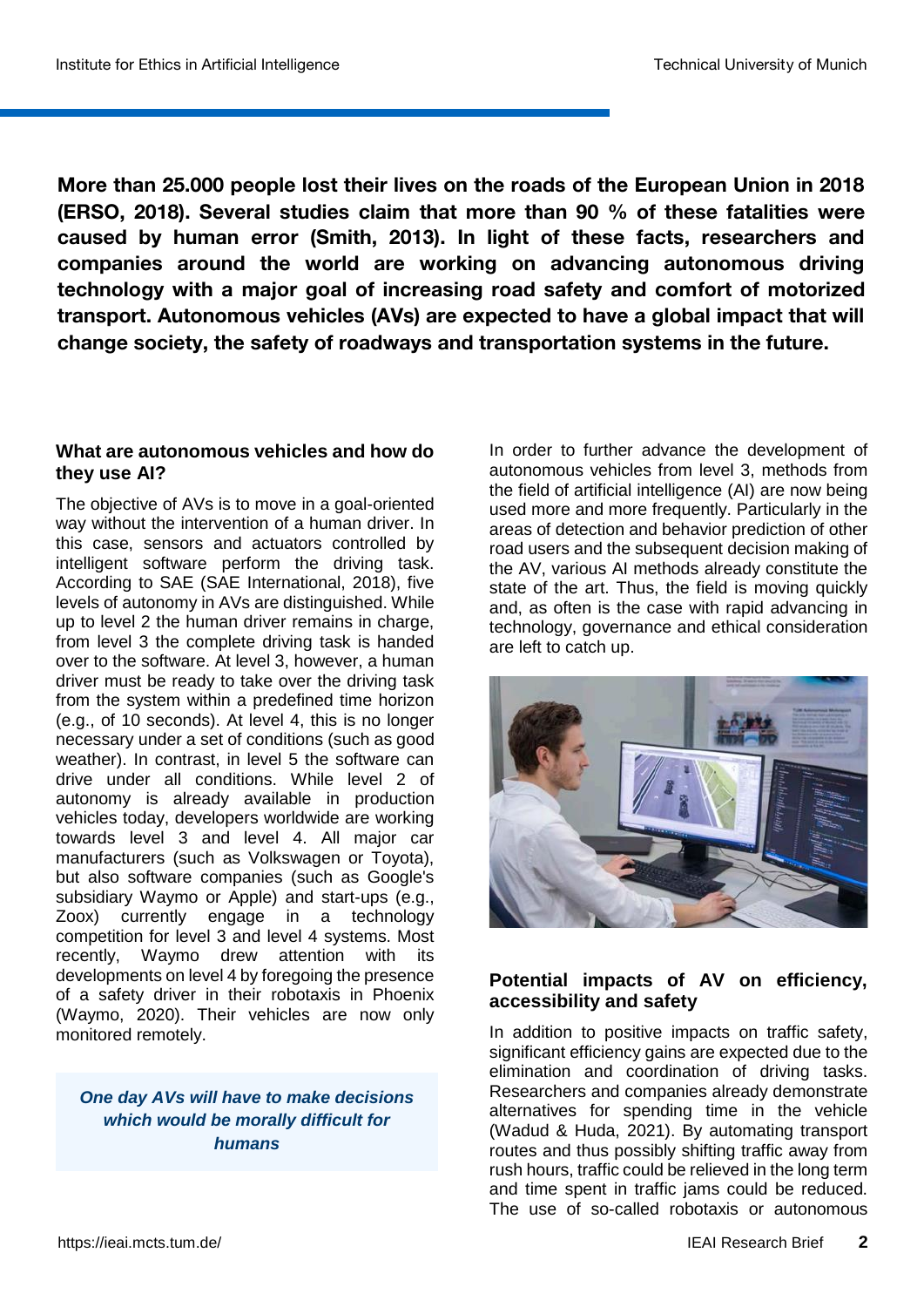**More than 25.000 people lost their lives on the roads of the European Union in 2018 (ERSO, 2018). Several studies claim that more than 90 % of these fatalities were caused by human error (Smith, 2013). In light of these facts, researchers and companies around the world are working on advancing autonomous driving technology with a major goal of increasing road safety and comfort of motorized transport. Autonomous vehicles (AVs) are expected to have a global impact that will change society, the safety of roadways and transportation systems in the future.**

### What are autonomous vehicles and how do they use AI?

The objective of AVs is to move in a goal-oriented way without the intervention of a human driver. In this case, sensors and actuators controlled by intelligent software perform the driving task. According to SAE (SAE International, 2018), five levels of autonomy in AVs are distinguished. While up to level 2 the human driver remains in charge, from level 3 the complete driving task is handed over to the software. At level 3, however, a human driver must be ready to take over the driving task from the system within a predefined time horizon (e.g., of 10 seconds). At level 4, this is no longer necessary under a set of conditions (such as good weather). In contrast, in level 5 the software can drive under all conditions. While level 2 of autonomy is already available in production vehicles today, developers worldwide are working towards level 3 and level 4. All major car manufacturers (such as Volkswagen or Toyota), but also software companies (such as Google's subsidiary Waymo or Apple) and start-ups (e.g., Zoox) currently engage in a technology competition for level 3 and level 4 systems. Most recently, Waymo drew attention with its developments on level 4 by foregoing the presence of a safety driver in their robotaxis in Phoenix (Waymo, 2020). Their vehicles are now only monitored remotely.

> ***One day AVs will have to make decisions which would be morally difficult for humans***

In order to further advance the development of autonomous vehicles from level 3, methods from the field of artificial intelligence (AI) are now being used more and more frequently. Particularly in the areas of detection and behavior prediction of other road users and the subsequent decision making of the AV, various AI methods already constitute the state of the art. Thus, the field is moving quickly and, as often is the case with rapid advancing in technology, governance and ethical consideration are left to catch up.

### Potential impacts of AV on efficiency, accessibility and safety

In addition to positive impacts on traffic safety, significant efficiency gains are expected due to the elimination and coordination of driving tasks. Researchers and companies already demonstrate alternatives for spending time in the vehicle (Wadud & Huda, 2021). By automating transport routes and thus possibly shifting traffic away from rush hours, traffic could be relieved in the long term and time spent in traffic jams could be reduced. The use of so-called robotaxis or autonomous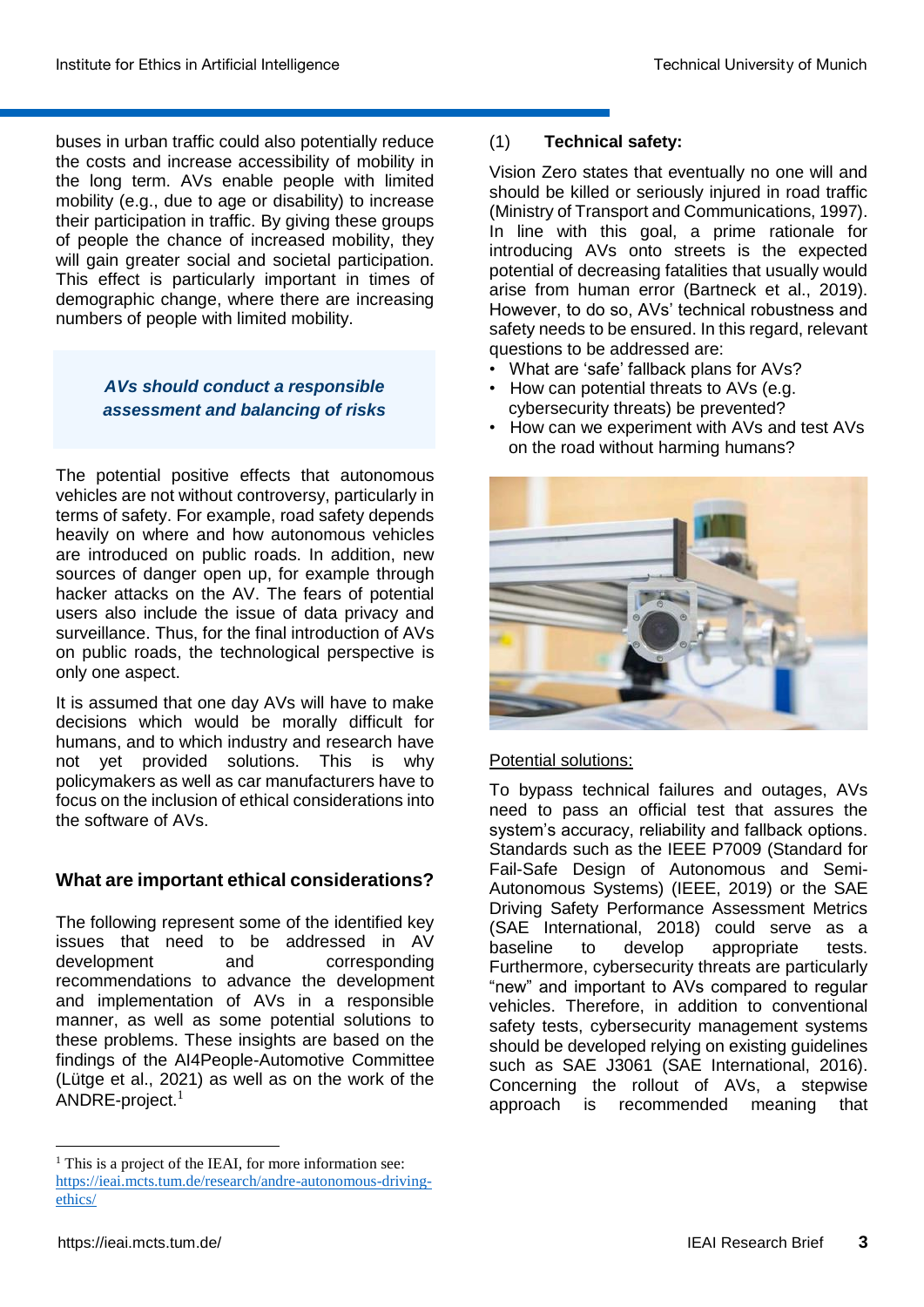buses in urban traffic could also potentially reduce the costs and increase accessibility of mobility in the long term. AVs enable people with limited mobility (e.g., due to age or disability) to increase their participation in traffic. By giving these groups of people the chance of increased mobility, they will gain greater social and societal participation. This effect is particularly important in times of demographic change, where there are increasing numbers of people with limited mobility.

***AVs should conduct a responsible assessment and balancing of risks***

The potential positive effects that autonomous vehicles are not without controversy, particularly in terms of safety. For example, road safety depends heavily on where and how autonomous vehicles are introduced on public roads. In addition, new sources of danger open up, for example through hacker attacks on the AV. The fears of potential users also include the issue of data privacy and surveillance. Thus, for the final introduction of AVs on public roads, the technological perspective is only one aspect.

It is assumed that one day AVs will have to make decisions which would be morally difficult for humans, and to which industry and research have not yet provided solutions. This is why policymakers as well as car manufacturers have to focus on the inclusion of ethical considerations into the software of AVs.

## What are important ethical considerations?

The following represent some of the identified key issues that need to be addressed in AV development and corresponding recommendations to advance the development and implementation of AVs in a responsible manner, as well as some potential solutions to these problems. These insights are based on the findings of the AI4People-Automotive Committee (Lütge et al., 2021) as well as on the work of the ANDRE-project.[1]

[1] This is a project of the IEAI, for more information see: https://ieai.mcts.tum.de/research/andre-autonomous-driving-ethics/

### (1) Technical safety:

Vision Zero states that eventually no one will and should be killed or seriously injured in road traffic (Ministry of Transport and Communications, 1997). In line with this goal, a prime rationale for introducing AVs onto streets is the expected potential of decreasing fatalities that usually would arise from human error (Bartneck et al., 2019). However, to do so, AVs' technical robustness and safety needs to be ensured. In this regard, relevant questions to be addressed are:

- What are 'safe' fallback plans for AVs?
- How can potential threats to AVs (e.g. cybersecurity threats) be prevented?
- How can we experiment with AVs and test AVs on the road without harming humans?

Potential solutions:

To bypass technical failures and outages, AVs need to pass an official test that assures the system's accuracy, reliability and fallback options. Standards such as the IEEE P7009 (Standard for Fail-Safe Design of Autonomous and Semi-Autonomous Systems) (IEEE, 2019) or the SAE Driving Safety Performance Assessment Metrics (SAE International, 2018) could serve as a baseline to develop appropriate tests. Furthermore, cybersecurity threats are particularly "new" and important to AVs compared to regular vehicles. Therefore, in addition to conventional safety tests, cybersecurity management systems should be developed relying on existing guidelines such as SAE J3061 (SAE International, 2016). Concerning the rollout of AVs, a stepwise approach is recommended meaning that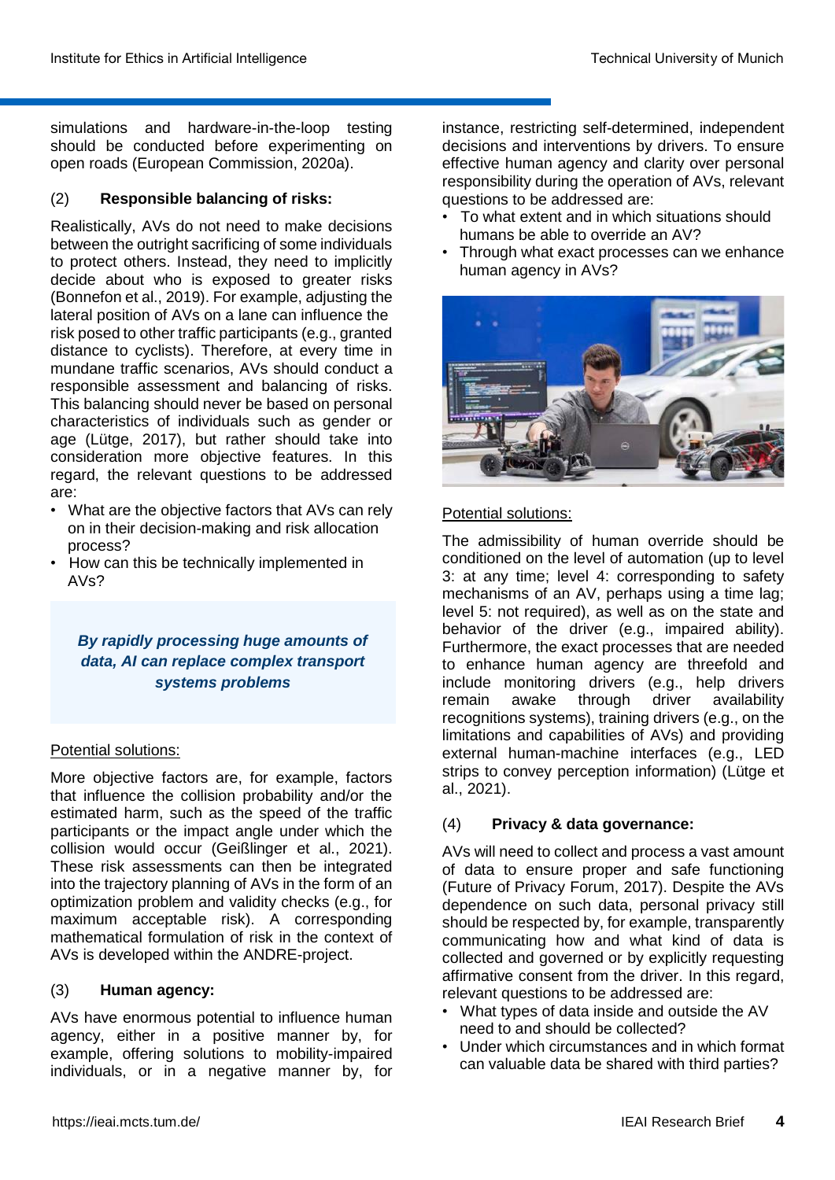simulations and hardware-in-the-loop testing should be conducted before experimenting on open roads (European Commission, 2020a).

### (2) Responsible balancing of risks:

Realistically, AVs do not need to make decisions between the outright sacrificing of some individuals to protect others. Instead, they need to implicitly decide about who is exposed to greater risks (Bonnefon et al., 2019). For example, adjusting the lateral position of AVs on a lane can influence the risk posed to other traffic participants (e.g., granted distance to cyclists). Therefore, at every time in mundane traffic scenarios, AVs should conduct a responsible assessment and balancing of risks. This balancing should never be based on personal characteristics of individuals such as gender or age (Lütge, 2017), but rather should take into consideration more objective features. In this regard, the relevant questions to be addressed are:

- What are the objective factors that AVs can rely on in their decision-making and risk allocation process?
- How can this be technically implemented in AVs?

***By rapidly processing huge amounts of data, AI can replace complex transport systems problems***

Potential solutions:

More objective factors are, for example, factors that influence the collision probability and/or the estimated harm, such as the speed of the traffic participants or the impact angle under which the collision would occur (Geißlinger et al., 2021). These risk assessments can then be integrated into the trajectory planning of AVs in the form of an optimization problem and validity checks (e.g., for maximum acceptable risk). A corresponding mathematical formulation of risk in the context of AVs is developed within the ANDRE-project.

### (3) Human agency:

AVs have enormous potential to influence human agency, either in a positive manner by, for example, offering solutions to mobility-impaired individuals, or in a negative manner by, for instance, restricting self-determined, independent decisions and interventions by drivers. To ensure effective human agency and clarity over personal responsibility during the operation of AVs, relevant questions to be addressed are:

- To what extent and in which situations should humans be able to override an AV?
- Through what exact processes can we enhance human agency in AVs?

Potential solutions:

The admissibility of human override should be conditioned on the level of automation (up to level 3: at any time; level 4: corresponding to safety mechanisms of an AV, perhaps using a time lag; level 5: not required), as well as on the state and behavior of the driver (e.g., impaired ability). Furthermore, the exact processes that are needed to enhance human agency are threefold and include monitoring drivers (e.g., help drivers remain awake through driver availability recognitions systems), training drivers (e.g., on the limitations and capabilities of AVs) and providing external human-machine interfaces (e.g., LED strips to convey perception information) (Lütge et al., 2021).

### (4) Privacy & data governance:

AVs will need to collect and process a vast amount of data to ensure proper and safe functioning (Future of Privacy Forum, 2017). Despite the AVs dependence on such data, personal privacy still should be respected by, for example, transparently communicating how and what kind of data is collected and governed or by explicitly requesting affirmative consent from the driver. In this regard, relevant questions to be addressed are:

- What types of data inside and outside the AV need to and should be collected?
- Under which circumstances and in which format can valuable data be shared with third parties?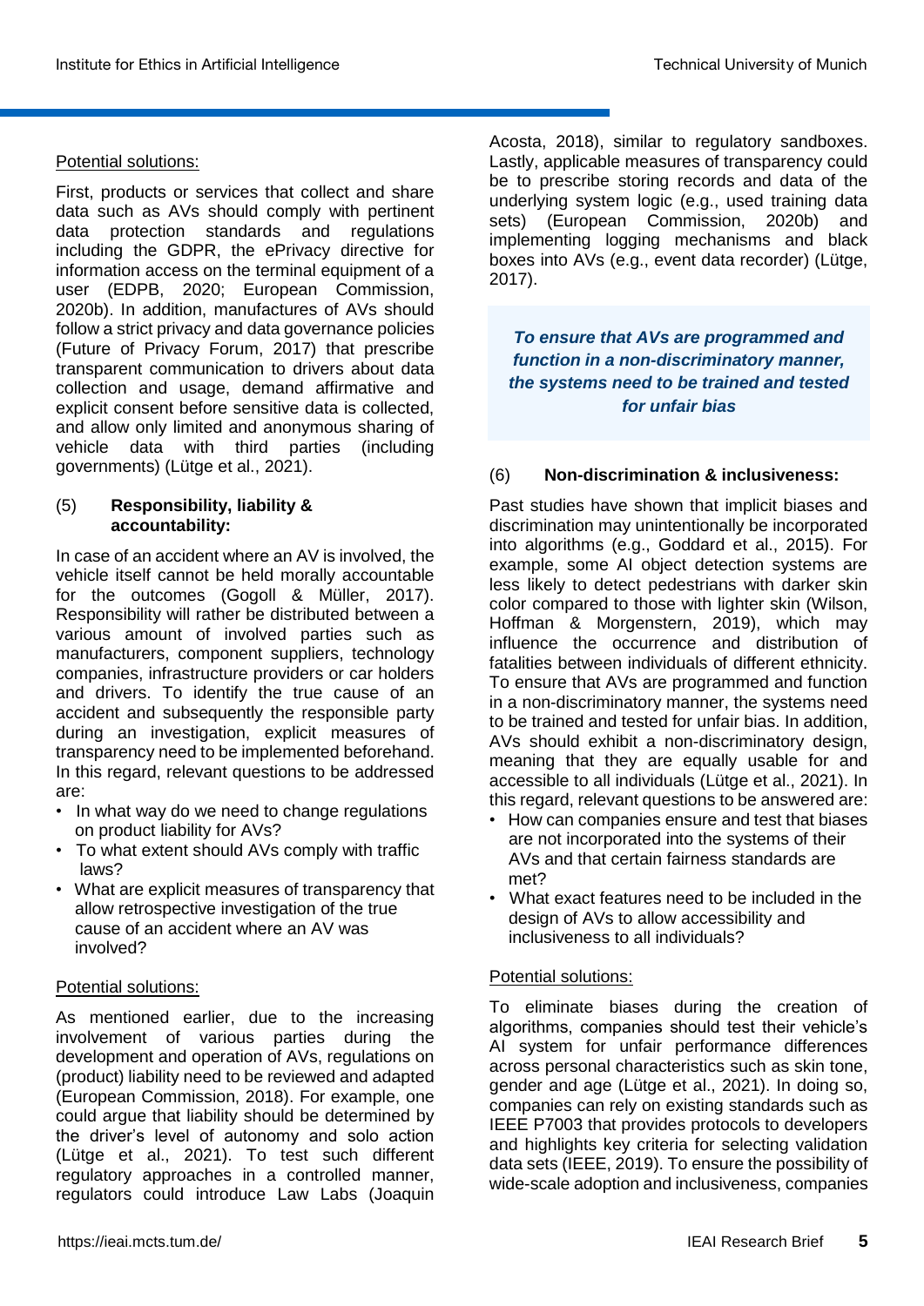Potential solutions:

First, products or services that collect and share data such as AVs should comply with pertinent data protection standards and regulations including the GDPR, the ePrivacy directive for information access on the terminal equipment of a user (EDPB, 2020; European Commission, 2020b). In addition, manufactures of AVs should follow a strict privacy and data governance policies (Future of Privacy Forum, 2017) that prescribe transparent communication to drivers about data collection and usage, demand affirmative and explicit consent before sensitive data is collected, and allow only limited and anonymous sharing of vehicle data with third parties (including governments) (Lütge et al., 2021).

### (5) Responsibility, liability & accountability:

In case of an accident where an AV is involved, the vehicle itself cannot be held morally accountable for the outcomes (Gogoll & Müller, 2017). Responsibility will rather be distributed between a various amount of involved parties such as manufacturers, component suppliers, technology companies, infrastructure providers or car holders and drivers. To identify the true cause of an accident and subsequently the responsible party during an investigation, explicit measures of transparency need to be implemented beforehand. In this regard, relevant questions to be addressed are:

- In what way do we need to change regulations on product liability for AVs?
- To what extent should AVs comply with traffic laws?
- What are explicit measures of transparency that allow retrospective investigation of the true cause of an accident where an AV was involved?

Potential solutions:

As mentioned earlier, due to the increasing involvement of various parties during the development and operation of AVs, regulations on (product) liability need to be reviewed and adapted (European Commission, 2018). For example, one could argue that liability should be determined by the driver's level of autonomy and solo action (Lütge et al., 2021). To test such different regulatory approaches in a controlled manner, regulators could introduce Law Labs (Joaquin Acosta, 2018), similar to regulatory sandboxes. Lastly, applicable measures of transparency could be to prescribe storing records and data of the underlying system logic (e.g., used training data sets) (European Commission, 2020b) and implementing logging mechanisms and black boxes into AVs (e.g., event data recorder) (Lütge, 2017).

> ***To ensure that AVs are programmed and function in a non-discriminatory manner, the systems need to be trained and tested for unfair bias***

### (6) Non-discrimination & inclusiveness:

Past studies have shown that implicit biases and discrimination may unintentionally be incorporated into algorithms (e.g., Goddard et al., 2015). For example, some AI object detection systems are less likely to detect pedestrians with darker skin color compared to those with lighter skin (Wilson, Hoffman & Morgenstern, 2019), which may influence the occurrence and distribution of fatalities between individuals of different ethnicity. To ensure that AVs are programmed and function in a non-discriminatory manner, the systems need to be trained and tested for unfair bias. In addition, AVs should exhibit a non-discriminatory design, meaning that they are equally usable for and accessible to all individuals (Lütge et al., 2021). In this regard, relevant questions to be answered are:

- How can companies ensure and test that biases are not incorporated into the systems of their AVs and that certain fairness standards are met?
- What exact features need to be included in the design of AVs to allow accessibility and inclusiveness to all individuals?

Potential solutions:

To eliminate biases during the creation of algorithms, companies should test their vehicle's AI system for unfair performance differences across personal characteristics such as skin tone, gender and age (Lütge et al., 2021). In doing so, companies can rely on existing standards such as IEEE P7003 that provides protocols to developers and highlights key criteria for selecting validation data sets (IEEE, 2019). To ensure the possibility of wide-scale adoption and inclusiveness, companies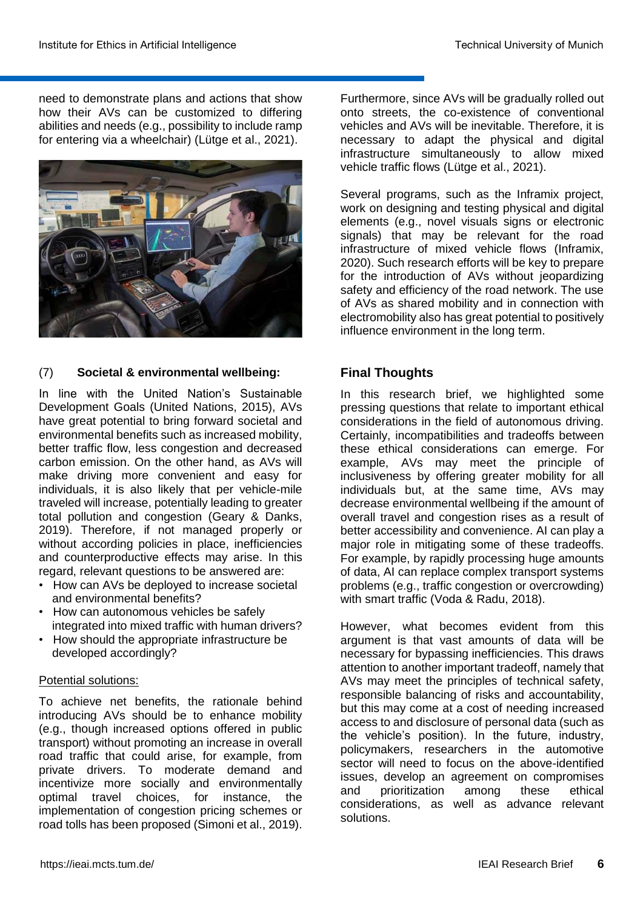need to demonstrate plans and actions that show how their AVs can be customized to differing abilities and needs (e.g., possibility to include ramp for entering via a wheelchair) (Lütge et al., 2021).

### (7) Societal & environmental wellbeing:

In line with the United Nation's Sustainable Development Goals (United Nations, 2015), AVs have great potential to bring forward societal and environmental benefits such as increased mobility, better traffic flow, less congestion and decreased carbon emission. On the other hand, as AVs will make driving more convenient and easy for individuals, it is also likely that per vehicle-mile traveled will increase, potentially leading to greater total pollution and congestion (Geary & Danks, 2019). Therefore, if not managed properly or without according policies in place, inefficiencies and counterproductive effects may arise. In this regard, relevant questions to be answered are:

- How can AVs be deployed to increase societal and environmental benefits?
- How can autonomous vehicles be safely integrated into mixed traffic with human drivers?
- How should the appropriate infrastructure be developed accordingly?

Potential solutions:

To achieve net benefits, the rationale behind introducing AVs should be to enhance mobility (e.g., though increased options offered in public transport) without promoting an increase in overall road traffic that could arise, for example, from private drivers. To moderate demand and incentivize more socially and environmentally optimal travel choices, for instance, the implementation of congestion pricing schemes or road tolls has been proposed (Simoni et al., 2019).

Furthermore, since AVs will be gradually rolled out onto streets, the co-existence of conventional vehicles and AVs will be inevitable. Therefore, it is necessary to adapt the physical and digital infrastructure simultaneously to allow mixed vehicle traffic flows (Lütge et al., 2021).

Several programs, such as the Inframix project, work on designing and testing physical and digital elements (e.g., novel visuals signs or electronic signals) that may be relevant for the road infrastructure of mixed vehicle flows (Inframix, 2020). Such research efforts will be key to prepare for the introduction of AVs without jeopardizing safety and efficiency of the road network. The use of AVs as shared mobility and in connection with electromobility also has great potential to positively influence environment in the long term.

## Final Thoughts

In this research brief, we highlighted some pressing questions that relate to important ethical considerations in the field of autonomous driving. Certainly, incompatibilities and tradeoffs between these ethical considerations can emerge. For example, AVs may meet the principle of inclusiveness by offering greater mobility for all individuals but, at the same time, AVs may decrease environmental wellbeing if the amount of overall travel and congestion rises as a result of better accessibility and convenience. AI can play a major role in mitigating some of these tradeoffs. For example, by rapidly processing huge amounts of data, AI can replace complex transport systems problems (e.g., traffic congestion or overcrowding) with smart traffic (Voda & Radu, 2018).

However, what becomes evident from this argument is that vast amounts of data will be necessary for bypassing inefficiencies. This draws attention to another important tradeoff, namely that AVs may meet the principles of technical safety, responsible balancing of risks and accountability, but this may come at a cost of needing increased access to and disclosure of personal data (such as the vehicle's position). In the future, industry, policymakers, researchers in the automotive sector will need to focus on the above-identified issues, develop an agreement on compromises and prioritization among these ethical considerations, as well as advance relevant solutions.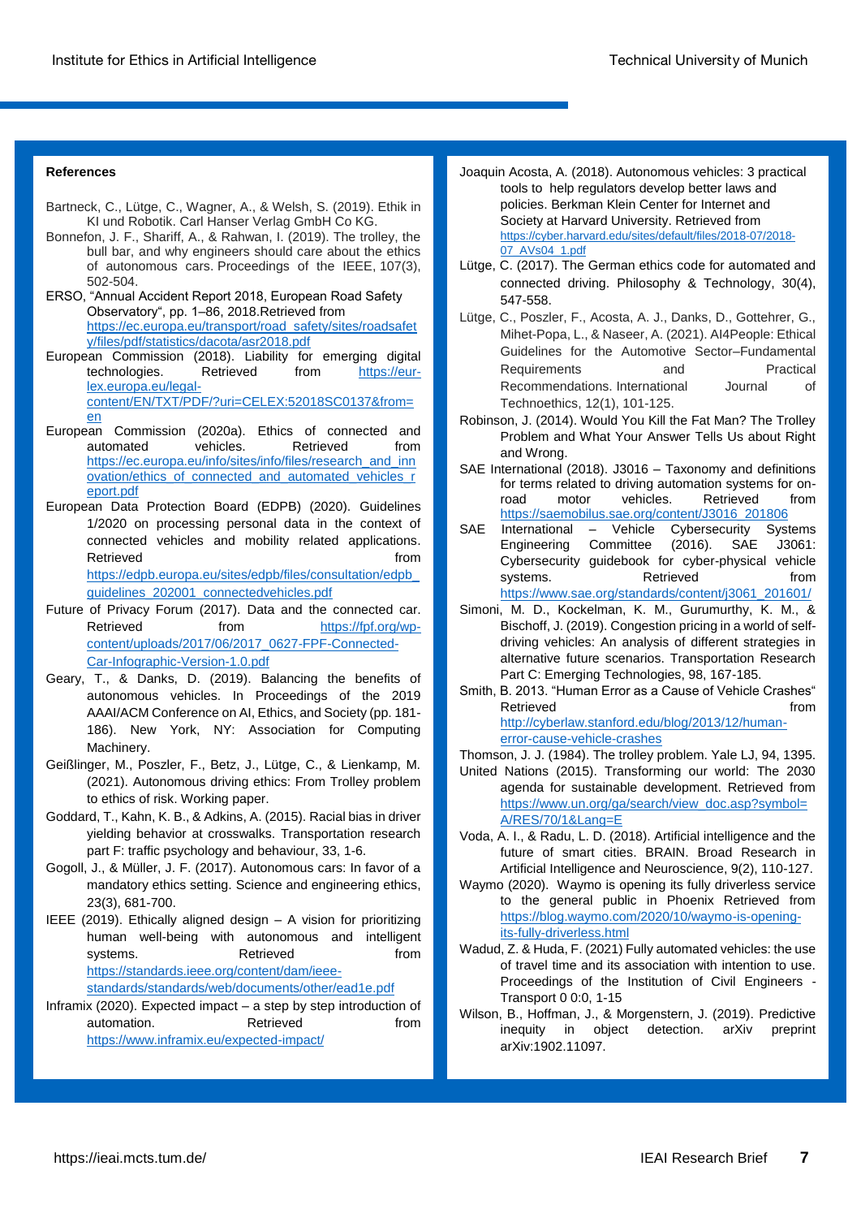**References**

Bartneck, C., Lütge, C., Wagner, A., & Welsh, S. (2019). Ethik in KI und Robotik. Carl Hanser Verlag GmbH Co KG.

Bonnefon, J. F., Shariff, A., & Rahwan, I. (2019). The trolley, the bull bar, and why engineers should care about the ethics of autonomous cars. Proceedings of the IEEE, 107(3), 502-504.

ERSO, "Annual Accident Report 2018, European Road Safety Observatory", pp. 1–86, 2018.Retrieved from https://ec.europa.eu/transport/road_safety/sites/roadsafety/files/pdf/statistics/dacota/asr2018.pdf

European Commission (2018). Liability for emerging digital technologies. Retrieved from https://eur-lex.europa.eu/legal-content/EN/TXT/PDF/?uri=CELEX:52018SC0137&from=en

European Commission (2020a). Ethics of connected and automated vehicles. Retrieved from https://ec.europa.eu/info/sites/info/files/research_and_innovation/ethics_of_connected_and_automated_vehicles_report.pdf

European Data Protection Board (EDPB) (2020). Guidelines 1/2020 on processing personal data in the context of connected vehicles and mobility related applications. Retrieved from https://edpb.europa.eu/sites/edpb/files/consultation/edpb_guidelines_202001_connectedvehicles.pdf

Future of Privacy Forum (2017). Data and the connected car. Retrieved from https://fpf.org/wp-content/uploads/2017/06/2017_0627-FPF-Connected-Car-Infographic-Version-1.0.pdf

Geary, T., & Danks, D. (2019). Balancing the benefits of autonomous vehicles. In Proceedings of the 2019 AAAI/ACM Conference on AI, Ethics, and Society (pp. 181-186). New York, NY: Association for Computing Machinery.

Geißlinger, M., Poszler, F., Betz, J., Lütge, C., & Lienkamp, M. (2021). Autonomous driving ethics: From Trolley problem to ethics of risk. Working paper.

Goddard, T., Kahn, K. B., & Adkins, A. (2015). Racial bias in driver yielding behavior at crosswalks. Transportation research part F: traffic psychology and behaviour, 33, 1-6.

Gogoll, J., & Müller, J. F. (2017). Autonomous cars: In favor of a mandatory ethics setting. Science and engineering ethics, 23(3), 681-700.

IEEE (2019). Ethically aligned design – A vision for prioritizing human well-being with autonomous and intelligent systems. Retrieved from https://standards.ieee.org/content/dam/ieee-standards/standards/web/documents/other/ead1e.pdf

Inframix (2020). Expected impact – a step by step introduction of automation. Retrieved from https://www.inframix.eu/expected-impact/

Joaquin Acosta, A. (2018). Autonomous vehicles: 3 practical tools to help regulators develop better laws and policies. Berkman Klein Center for Internet and Society at Harvard University. Retrieved from https://cyber.harvard.edu/sites/default/files/2018-07/2018-07_AVs04_1.pdf

Lütge, C. (2017). The German ethics code for automated and connected driving. Philosophy & Technology, 30(4), 547-558.

Lütge, C., Poszler, F., Acosta, A. J., Danks, D., Gottehrer, G., Mihet-Popa, L., & Naseer, A. (2021). AI4People: Ethical Guidelines for the Automotive Sector–Fundamental Requirements and Practical Recommendations. International Journal of Technoethics, 12(1), 101-125.

Robinson, J. (2014). Would You Kill the Fat Man? The Trolley Problem and What Your Answer Tells Us about Right and Wrong.

SAE International (2018). J3016 – Taxonomy and definitions for terms related to driving automation systems for on-road motor vehicles. Retrieved from https://saemobilus.sae.org/content/J3016_201806

SAE International – Vehicle Cybersecurity Systems Engineering Committee (2016). SAE J3061: Cybersecurity guidebook for cyber-physical vehicle systems. Retrieved from https://www.sae.org/standards/content/j3061_201601/

Simoni, M. D., Kockelman, K. M., Gurumurthy, K. M., & Bischoff, J. (2019). Congestion pricing in a world of self-driving vehicles: An analysis of different strategies in alternative future scenarios. Transportation Research Part C: Emerging Technologies, 98, 167-185.

Smith, B. 2013. "Human Error as a Cause of Vehicle Crashes" Retrieved from http://cyberlaw.stanford.edu/blog/2013/12/human-error-cause-vehicle-crashes

Thomson, J. J. (1984). The trolley problem. Yale LJ, 94, 1395.

United Nations (2015). Transforming our world: The 2030 agenda for sustainable development. Retrieved from https://www.un.org/ga/search/view_doc.asp?symbol=A/RES/70/1&Lang=E

Voda, A. I., & Radu, L. D. (2018). Artificial intelligence and the future of smart cities. BRAIN. Broad Research in Artificial Intelligence and Neuroscience, 9(2), 110-127.

Waymo (2020). Waymo is opening its fully driverless service to the general public in Phoenix Retrieved from https://blog.waymo.com/2020/10/waymo-is-opening-its-fully-driverless.html

Wadud, Z. & Huda, F. (2021) Fully automated vehicles: the use of travel time and its association with intention to use. Proceedings of the Institution of Civil Engineers - Transport 0 0:0, 1-15

Wilson, B., Hoffman, J., & Morgenstern, J. (2019). Predictive inequity in object detection. arXiv preprint arXiv:1902.11097.